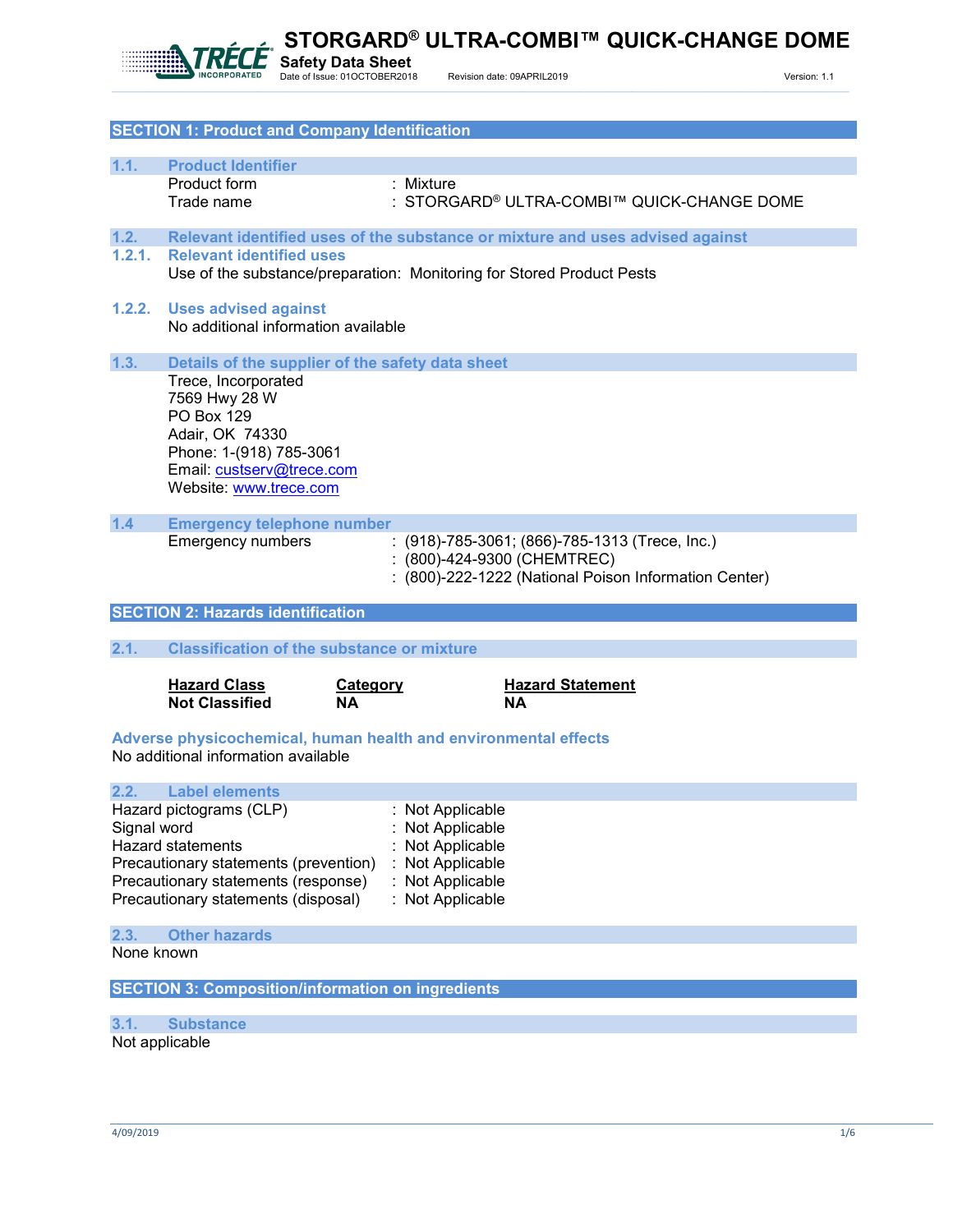# STORGARD® ULTRA-COMBI™ QUICK-CHANGE DOME

**Safety Data Sheet**

Date of Issue: 01OCTOBER2018 Revision date: 09APRIL2019 Version: 1.1

## SECTION 1: Product and Company Identification

### 1.1. Product Identifier

Product form : Mixture

Trade name : STORGARD® ULTRA-COMBI™ QUICK-CHANGE DOME

### 1.2. Relevant identified uses of the substance or mixture and uses advised against

#### 1.2.1. Relevant identified uses

Use of the substance/preparation: Monitoring for Stored Product Pests

#### 1.2.2. Uses advised against

No additional information available

### 1.3. Details of the supplier of the safety data sheet

Trece, Incorporated
7569 Hwy 28 W
PO Box 129
Adair, OK 74330
Phone: 1-(918) 785-3061
Email: custserv@trece.com
Website: www.trece.com

### 1.4 Emergency telephone number

Emergency numbers : (918)-785-3061; (866)-785-1313 (Trece, Inc.)
: (800)-424-9300 (CHEMTREC)
: (800)-222-1222 (National Poison Information Center)

## SECTION 2: Hazards identification

### 2.1. Classification of the substance or mixture

| Hazard Class | Category | Hazard Statement |
|---|---|---|
| **Not Classified** | **NA** | **NA** |

**Adverse physicochemical, human health and environmental effects**

No additional information available

### 2.2. Label elements

Hazard pictograms (CLP) : Not Applicable
Signal word : Not Applicable
Hazard statements : Not Applicable
Precautionary statements (prevention) : Not Applicable
Precautionary statements (response) : Not Applicable
Precautionary statements (disposal) : Not Applicable

### 2.3. Other hazards

None known

## SECTION 3: Composition/information on ingredients

### 3.1. Substance

Not applicable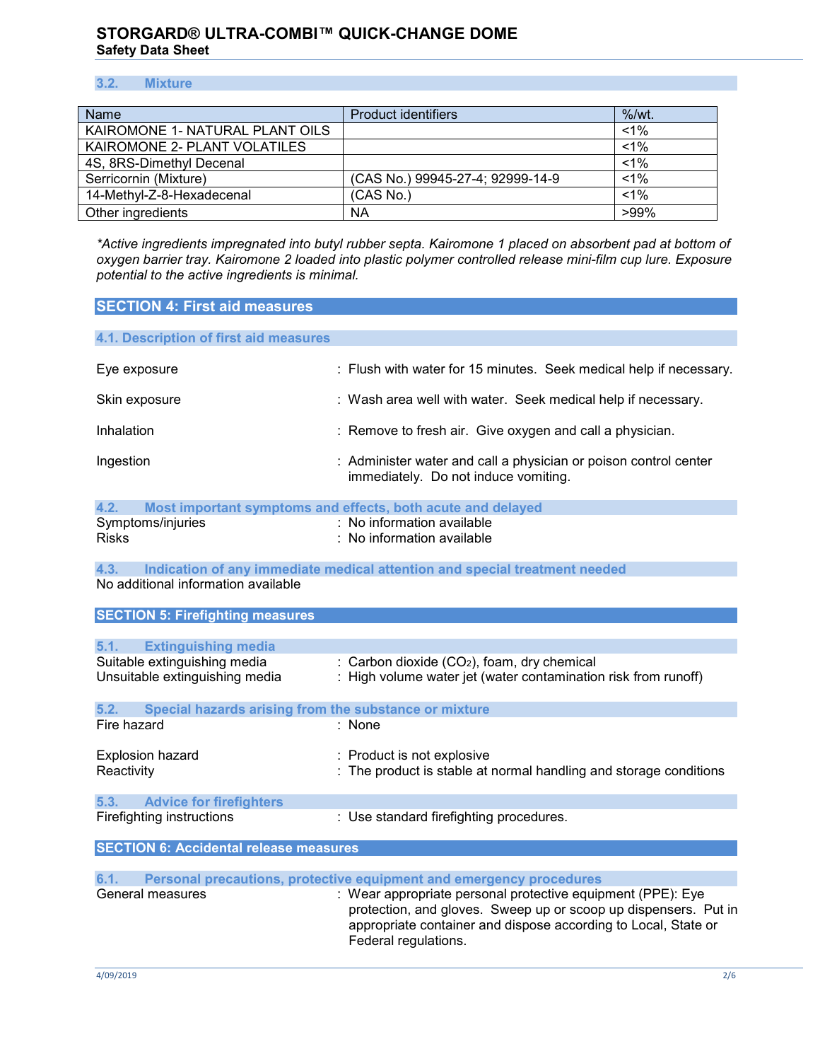### 3.2. Mixture

| Name | Product identifiers | %/wt. |
|---|---|---|
| KAIROMONE 1- NATURAL PLANT OILS | | <1% |
| KAIROMONE 2- PLANT VOLATILES | | <1% |
| 4S, 8RS-Dimethyl Decenal | | <1% |
| Serricornin (Mixture) | (CAS No.) 99945-27-4; 92999-14-9 | <1% |
| 14-Methyl-Z-8-Hexadecenal | (CAS No.) | <1% |
| Other ingredients | NA | >99% |

*\*Active ingredients impregnated into butyl rubber septa. Kairomone 1 placed on absorbent pad at bottom of oxygen barrier tray. Kairomone 2 loaded into plastic polymer controlled release mini-film cup lure. Exposure potential to the active ingredients is minimal.*

## SECTION 4: First aid measures

### 4.1. Description of first aid measures

Eye exposure : Flush with water for 15 minutes. Seek medical help if necessary.

Skin exposure : Wash area well with water. Seek medical help if necessary.

Inhalation : Remove to fresh air. Give oxygen and call a physician.

Ingestion : Administer water and call a physician or poison control center immediately. Do not induce vomiting.

### 4.2. Most important symptoms and effects, both acute and delayed

Symptoms/injuries : No information available

Risks : No information available

### 4.3. Indication of any immediate medical attention and special treatment needed

No additional information available

## SECTION 5: Firefighting measures

### 5.1. Extinguishing media

Suitable extinguishing media : Carbon dioxide ($CO_2$), foam, dry chemical

Unsuitable extinguishing media : High volume water jet (water contamination risk from runoff)

### 5.2. Special hazards arising from the substance or mixture

Fire hazard : None

Explosion hazard : Product is not explosive

Reactivity : The product is stable at normal handling and storage conditions

### 5.3. Advice for firefighters

Firefighting instructions : Use standard firefighting procedures.

## SECTION 6: Accidental release measures

### 6.1. Personal precautions, protective equipment and emergency procedures

General measures : Wear appropriate personal protective equipment (PPE): Eye protection, and gloves. Sweep up or scoop up dispensers. Put in appropriate container and dispose according to Local, State or Federal regulations.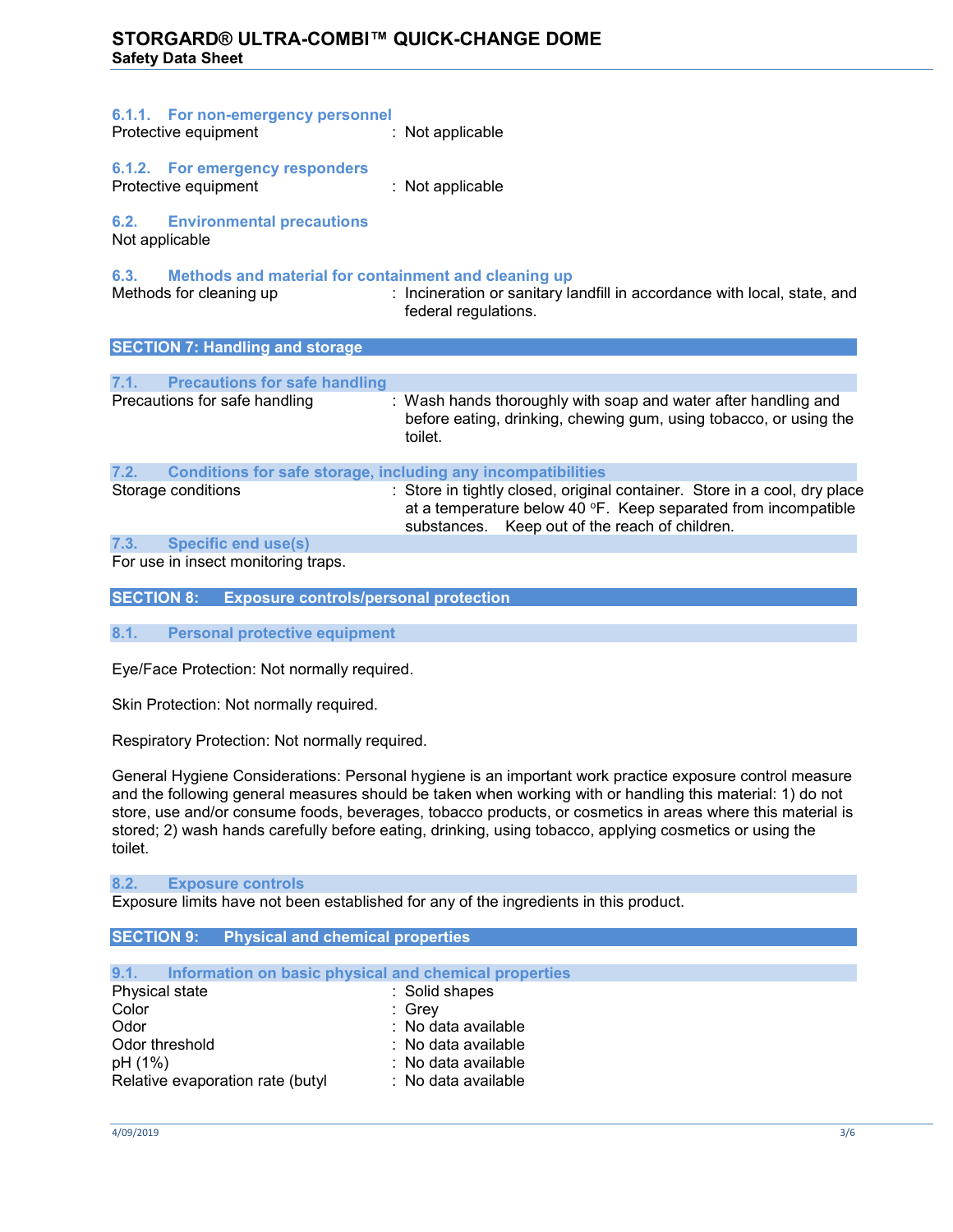#### 6.1.1. For non-emergency personnel

Protective equipment : Not applicable

#### 6.1.2. For emergency responders

Protective equipment : Not applicable

### 6.2. Environmental precautions

Not applicable

### 6.3. Methods and material for containment and cleaning up

Methods for cleaning up : Incineration or sanitary landfill in accordance with local, state, and federal regulations.

## SECTION 7: Handling and storage

### 7.1. Precautions for safe handling

Precautions for safe handling : Wash hands thoroughly with soap and water after handling and before eating, drinking, chewing gum, using tobacco, or using the toilet.

### 7.2. Conditions for safe storage, including any incompatibilities

Storage conditions : Store in tightly closed, original container. Store in a cool, dry place at a temperature below 40 °F. Keep separated from incompatible substances. Keep out of the reach of children.

### 7.3. Specific end use(s)

For use in insect monitoring traps.

## SECTION 8: Exposure controls/personal protection

### 8.1. Personal protective equipment

Eye/Face Protection: Not normally required.

Skin Protection: Not normally required.

Respiratory Protection: Not normally required.

General Hygiene Considerations: Personal hygiene is an important work practice exposure control measure and the following general measures should be taken when working with or handling this material: 1) do not store, use and/or consume foods, beverages, tobacco products, or cosmetics in areas where this material is stored; 2) wash hands carefully before eating, drinking, using tobacco, applying cosmetics or using the toilet.

### 8.2. Exposure controls

Exposure limits have not been established for any of the ingredients in this product.

## SECTION 9: Physical and chemical properties

### 9.1. Information on basic physical and chemical properties

| | |
|---|---|
| Physical state | : Solid shapes |
| Color | : Grey |
| Odor | : No data available |
| Odor threshold | : No data available |
| pH (1%) | : No data available |
| Relative evaporation rate (butyl | : No data available |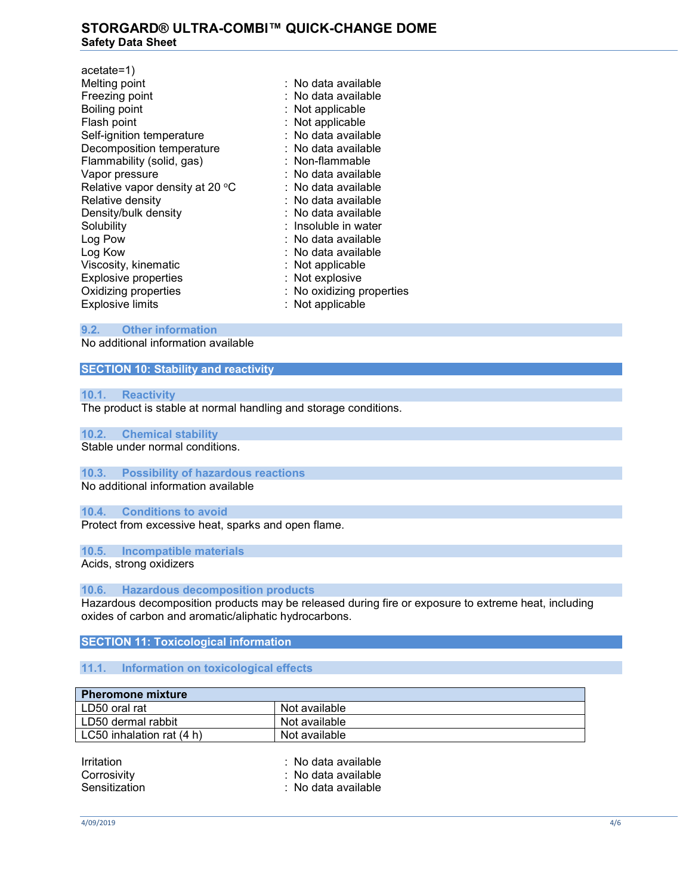acetate=1)

| | |
|---|---|
| Melting point | : No data available |
| Freezing point | : No data available |
| Boiling point | : Not applicable |
| Flash point | : Not applicable |
| Self-ignition temperature | : No data available |
| Decomposition temperature | : No data available |
| Flammability (solid, gas) | : Non-flammable |
| Vapor pressure | : No data available |
| Relative vapor density at 20 °C | : No data available |
| Relative density | : No data available |
| Density/bulk density | : No data available |
| Solubility | : Insoluble in water |
| Log Pow | : No data available |
| Log Kow | : No data available |
| Viscosity, kinematic | : Not applicable |
| Explosive properties | : Not explosive |
| Oxidizing properties | : No oxidizing properties |
| Explosive limits | : Not applicable |

### 9.2. Other information

No additional information available

## SECTION 10: Stability and reactivity

### 10.1. Reactivity

The product is stable at normal handling and storage conditions.

### 10.2. Chemical stability

Stable under normal conditions.

### 10.3. Possibility of hazardous reactions

No additional information available

### 10.4. Conditions to avoid

Protect from excessive heat, sparks and open flame.

### 10.5. Incompatible materials

Acids, strong oxidizers

### 10.6. Hazardous decomposition products

Hazardous decomposition products may be released during fire or exposure to extreme heat, including oxides of carbon and aromatic/aliphatic hydrocarbons.

## SECTION 11: Toxicological information

### 11.1. Information on toxicological effects

| Pheromone mixture | |
|---|---|
| LD50 oral rat | Not available |
| LD50 dermal rabbit | Not available |
| LC50 inhalation rat (4 h) | Not available |

| | |
|---|---|
| Irritation | : No data available |
| Corrosivity | : No data available |
| Sensitization | : No data available |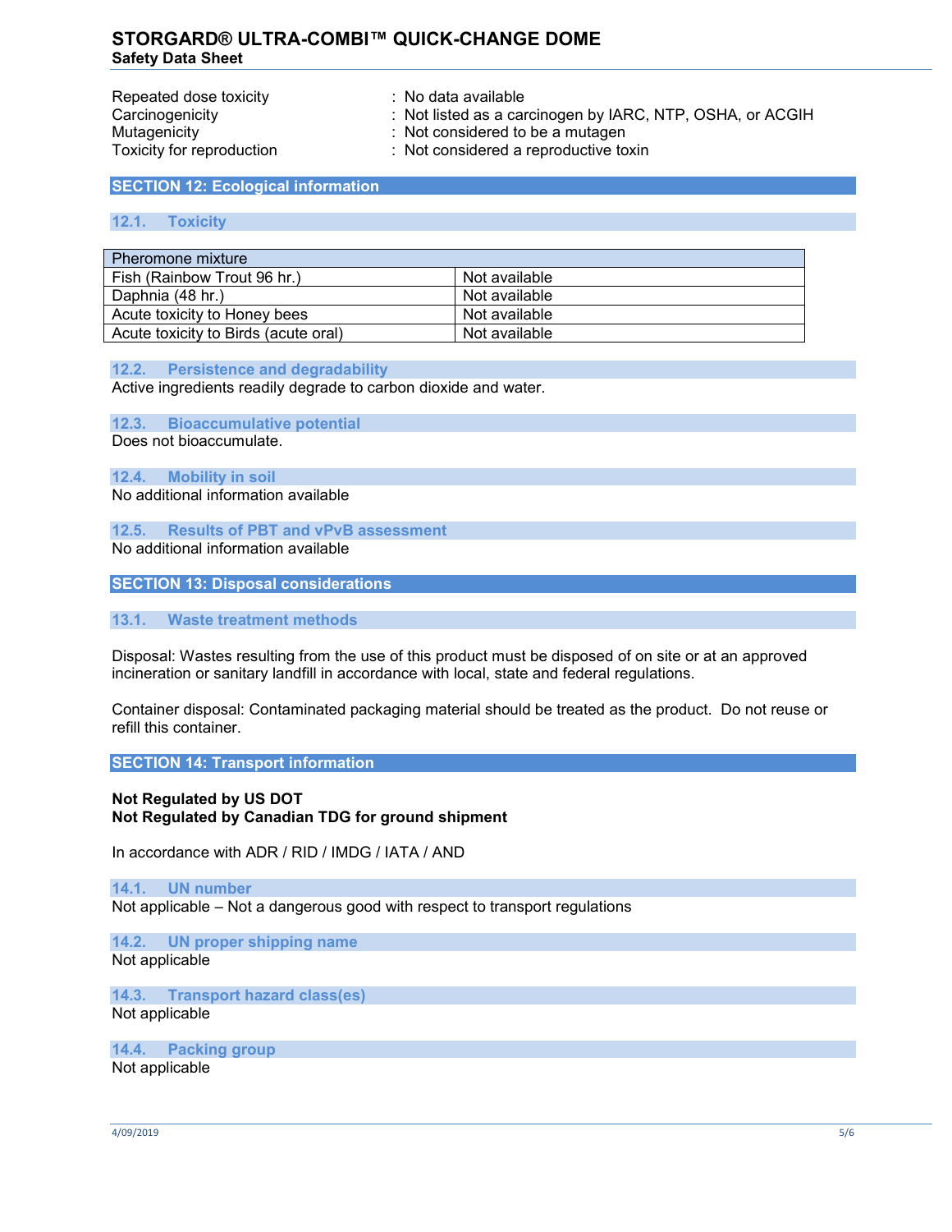Repeated dose toxicity : No data available
Carcinogenicity : Not listed as a carcinogen by IARC, NTP, OSHA, or ACGIH
Mutagenicity : Not considered to be a mutagen
Toxicity for reproduction : Not considered a reproductive toxin

## SECTION 12: Ecological information

### 12.1. Toxicity

| Pheromone mixture | |
|---|---|
| Fish (Rainbow Trout 96 hr.) | Not available |
| Daphnia (48 hr.) | Not available |
| Acute toxicity to Honey bees | Not available |
| Acute toxicity to Birds (acute oral) | Not available |

### 12.2. Persistence and degradability

Active ingredients readily degrade to carbon dioxide and water.

### 12.3. Bioaccumulative potential

Does not bioaccumulate.

### 12.4. Mobility in soil

No additional information available

### 12.5. Results of PBT and vPvB assessment

No additional information available

## SECTION 13: Disposal considerations

### 13.1. Waste treatment methods

Disposal: Wastes resulting from the use of this product must be disposed of on site or at an approved incineration or sanitary landfill in accordance with local, state and federal regulations.

Container disposal: Contaminated packaging material should be treated as the product. Do not reuse or refill this container.

## SECTION 14: Transport information

**Not Regulated by US DOT**
**Not Regulated by Canadian TDG for ground shipment**

In accordance with ADR / RID / IMDG / IATA / AND

### 14.1. UN number

Not applicable – Not a dangerous good with respect to transport regulations

### 14.2. UN proper shipping name

Not applicable

### 14.3. Transport hazard class(es)

Not applicable

### 14.4. Packing group

Not applicable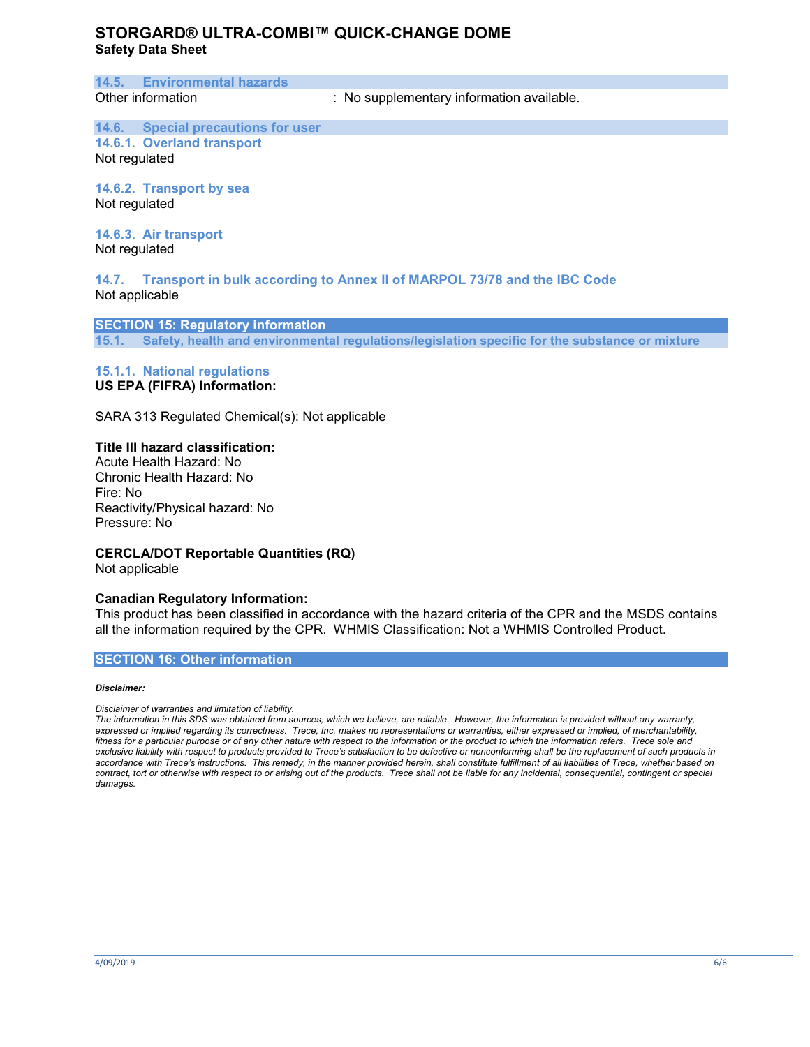### 14.5. Environmental hazards

Other information : No supplementary information available.

### 14.6. Special precautions for user

#### 14.6.1. Overland transport

Not regulated

#### 14.6.2. Transport by sea

Not regulated

#### 14.6.3. Air transport

Not regulated

### 14.7. Transport in bulk according to Annex II of MARPOL 73/78 and the IBC Code

Not applicable

## SECTION 15: Regulatory information

### 15.1. Safety, health and environmental regulations/legislation specific for the substance or mixture

#### 15.1.1. National regulations

**US EPA (FIFRA) Information:**

SARA 313 Regulated Chemical(s): Not applicable

**Title III hazard classification:**

Acute Health Hazard: No
Chronic Health Hazard: No
Fire: No
Reactivity/Physical hazard: No
Pressure: No

**CERCLA/DOT Reportable Quantities (RQ)**

Not applicable

**Canadian Regulatory Information:**

This product has been classified in accordance with the hazard criteria of the CPR and the MSDS contains all the information required by the CPR. WHMIS Classification: Not a WHMIS Controlled Product.

## SECTION 16: Other information

***Disclaimer:***

*Disclaimer of warranties and limitation of liability.*

*The information in this SDS was obtained from sources, which we believe, are reliable. However, the information is provided without any warranty, expressed or implied regarding its correctness. Trece, Inc. makes no representations or warranties, either expressed or implied, of merchantability, fitness for a particular purpose or of any other nature with respect to the information or the product to which the information refers. Trece sole and exclusive liability with respect to products provided to Trece's satisfaction to be defective or nonconforming shall be the replacement of such products in accordance with Trece's instructions. This remedy, in the manner provided herein, shall constitute fulfillment of all liabilities of Trece, whether based on contract, tort or otherwise with respect to or arising out of the products. Trece shall not be liable for any incidental, consequential, contingent or special damages.*